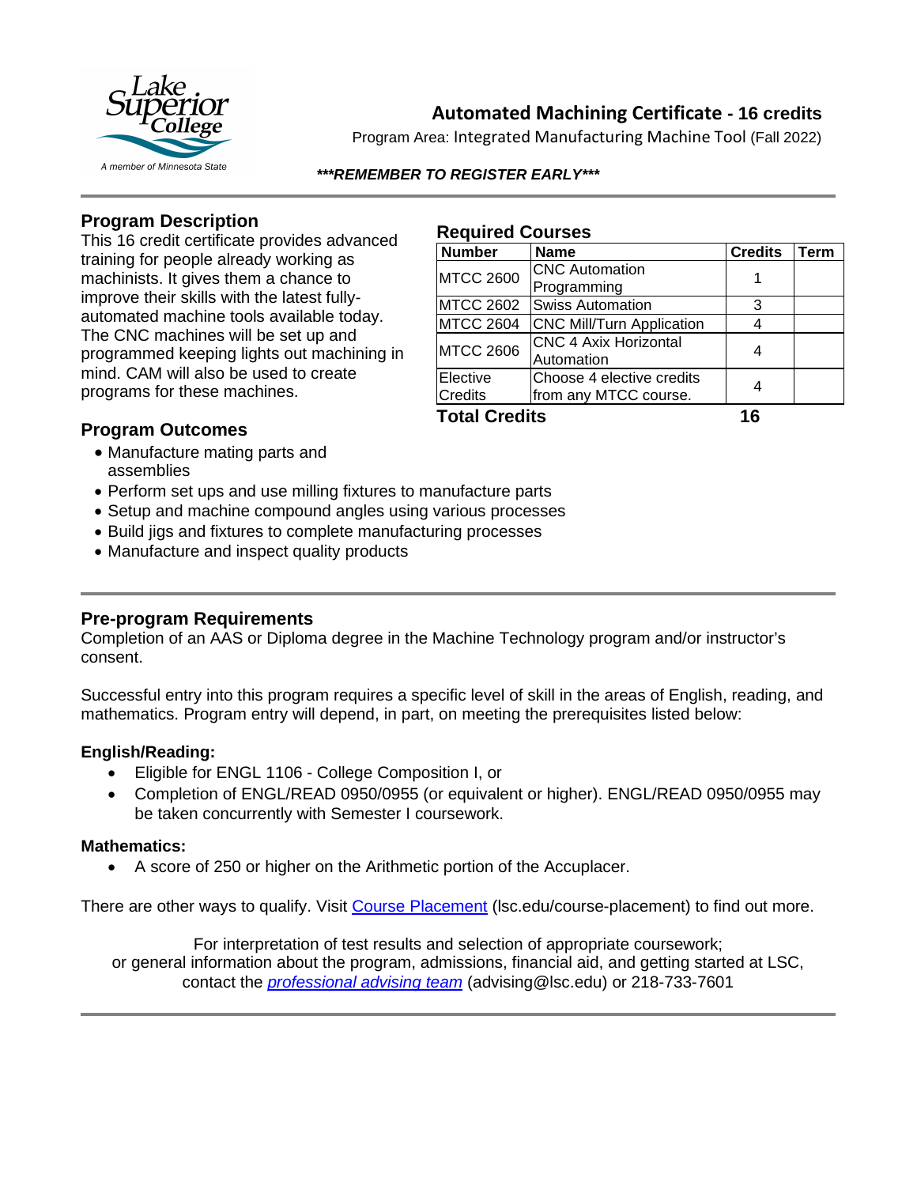# Automated Machining Certificate - 16 credits

Program Area: Integrated Manufacturing Machine Tool (Fall 2022)

***REMEMBER TO REGISTER EARLY***

## Program Description

This 16 credit certificate provides advanced training for people already working as machinists. It gives them a chance to improve their skills with the latest fully-automated machine tools available today. The CNC machines will be set up and programmed keeping lights out machining in mind. CAM will also be used to create programs for these machines.

## Required Courses

| Number | Name | Credits | Term |
|---|---|---|---|
| MTCC 2600 | CNC Automation Programming | 1 | |
| MTCC 2602 | Swiss Automation | 3 | |
| MTCC 2604 | CNC Mill/Turn Application | 4 | |
| MTCC 2606 | CNC 4 Axix Horizontal Automation | 4 | |
| Elective Credits | Choose 4 elective credits from any MTCC course. | 4 | |
| **Total Credits** | | **16** | |

## Program Outcomes

- Manufacture mating parts and assemblies
- Perform set ups and use milling fixtures to manufacture parts
- Setup and machine compound angles using various processes
- Build jigs and fixtures to complete manufacturing processes
- Manufacture and inspect quality products

## Pre-program Requirements

Completion of an AAS or Diploma degree in the Machine Technology program and/or instructor's consent.

Successful entry into this program requires a specific level of skill in the areas of English, reading, and mathematics. Program entry will depend, in part, on meeting the prerequisites listed below:

**English/Reading:**

- Eligible for ENGL 1106 - College Composition I, or
- Completion of ENGL/READ 0950/0955 (or equivalent or higher). ENGL/READ 0950/0955 may be taken concurrently with Semester I coursework.

**Mathematics:**

- A score of 250 or higher on the Arithmetic portion of the Accuplacer.

There are other ways to qualify. Visit Course Placement (lsc.edu/course-placement) to find out more.

For interpretation of test results and selection of appropriate coursework; or general information about the program, admissions, financial aid, and getting started at LSC, contact the *professional advising team* (advising@lsc.edu) or 218-733-7601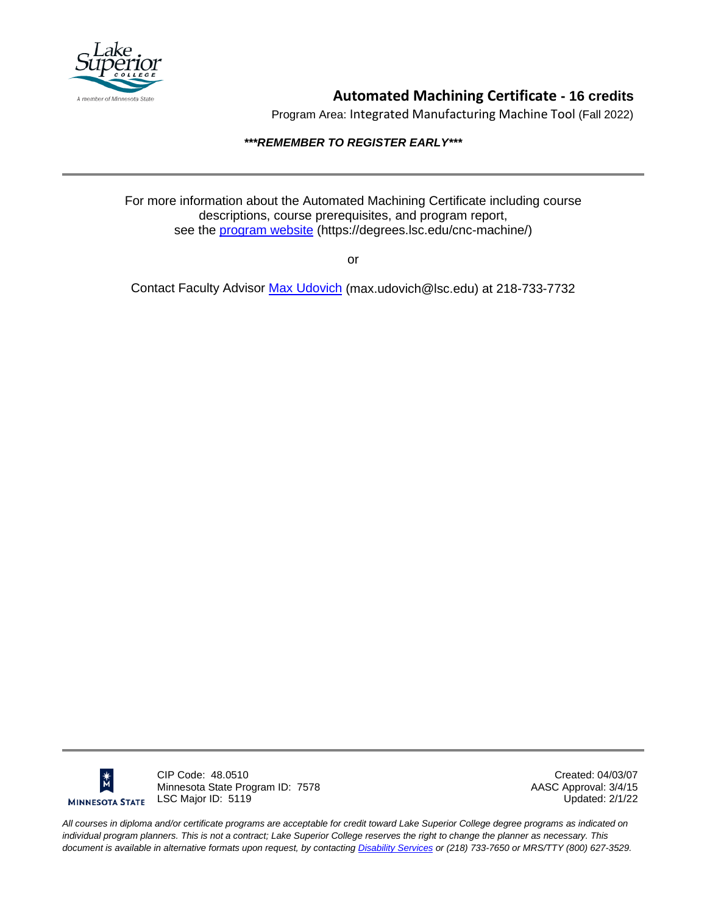## Automated Machining Certificate - 16 credits

Program Area: Integrated Manufacturing Machine Tool (Fall 2022)

***\*\*\*REMEMBER TO REGISTER EARLY\*\*\****

---

For more information about the Automated Machining Certificate including course descriptions, course prerequisites, and program report, see the [program website](https://degrees.lsc.edu/cnc-machine/) (https://degrees.lsc.edu/cnc-machine/)

or

Contact Faculty Advisor [Max Udovich](mailto:max.udovich@lsc.edu) (max.udovich@lsc.edu) at 218-733-7732

---

CIP Code: 48.0510
Minnesota State Program ID: 7578
LSC Major ID: 5119

Created: 04/03/07
AASC Approval: 3/4/15
Updated: 2/1/22

*All courses in diploma and/or certificate programs are acceptable for credit toward Lake Superior College degree programs as indicated on individual program planners. This is not a contract; Lake Superior College reserves the right to change the planner as necessary. This document is available in alternative formats upon request, by contacting [Disability Services](#) or (218) 733-7650 or MRS/TTY (800) 627-3529.*